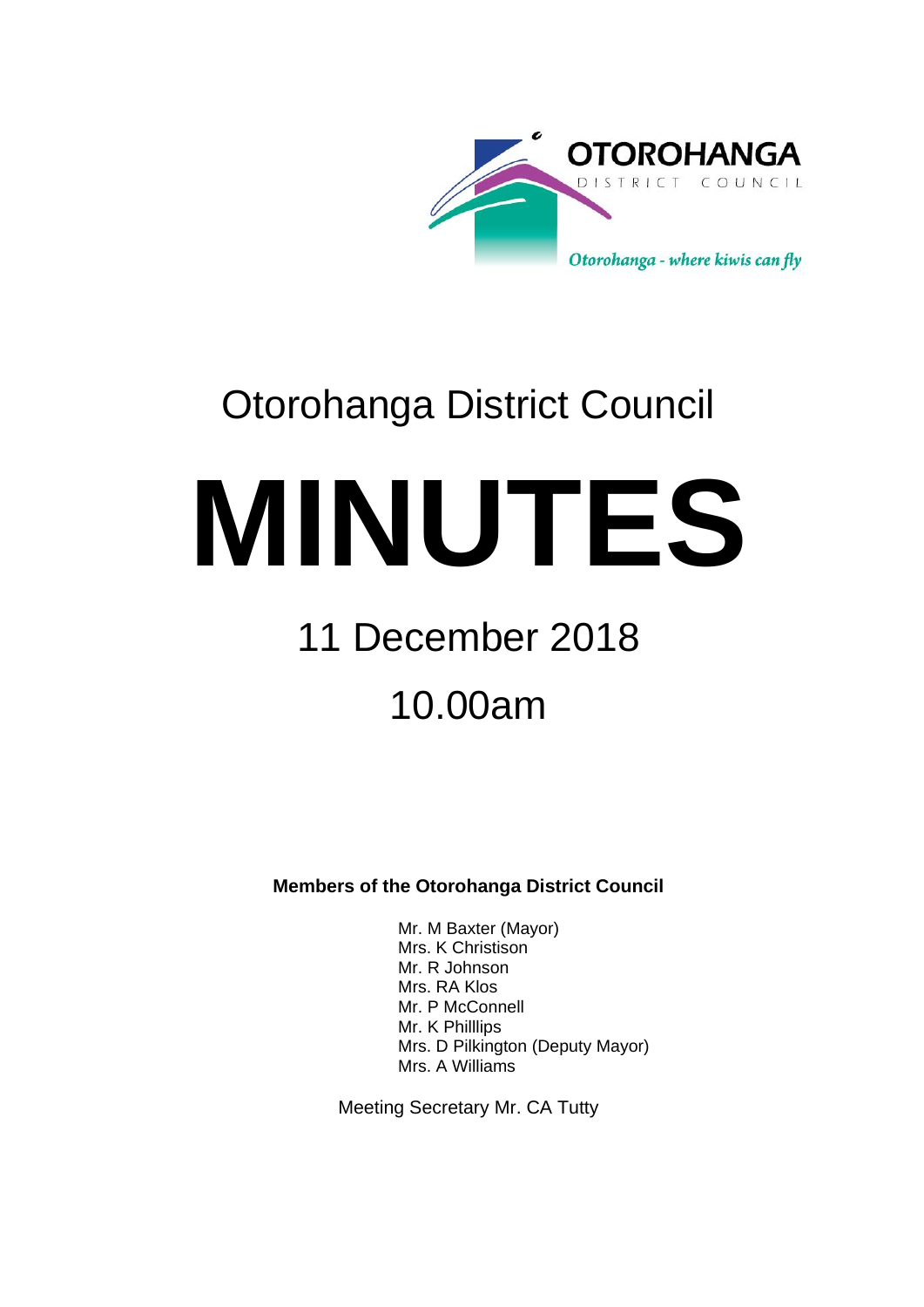OTOROHANGA
DISTRICT COUNCIL

*Otorohanga - where kiwis can fly*

# Otorohanga District Council

# MINUTES

## 11 December 2018

## 10.00am

**Members of the Otorohanga District Council**

Mr. M Baxter (Mayor)
Mrs. K Christison
Mr. R Johnson
Mrs. RA Klos
Mr. P McConnell
Mr. K Philllips
Mrs. D Pilkington (Deputy Mayor)
Mrs. A Williams

Meeting Secretary Mr. CA Tutty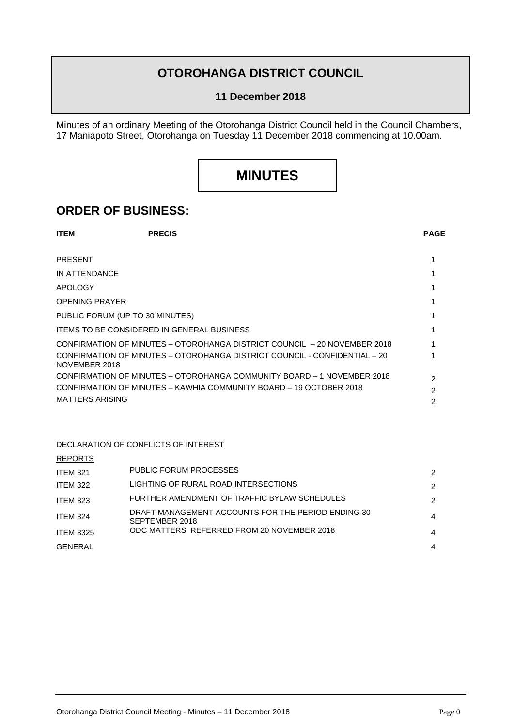# OTOROHANGA DISTRICT COUNCIL

**11 December 2018**

Minutes of an ordinary Meeting of the Otorohanga District Council held in the Council Chambers, 17 Maniapoto Street, Otorohanga on Tuesday 11 December 2018 commencing at 10.00am.

# MINUTES

## ORDER OF BUSINESS:

| ITEM | PRECIS | PAGE |
|---|---|---|
| PRESENT | | 1 |
| IN ATTENDANCE | | 1 |
| APOLOGY | | 1 |
| OPENING PRAYER | | 1 |
| PUBLIC FORUM (UP TO 30 MINUTES) | | 1 |
| ITEMS TO BE CONSIDERED IN GENERAL BUSINESS | | 1 |
| CONFIRMATION OF MINUTES – OTOROHANGA DISTRICT COUNCIL – 20 NOVEMBER 2018 | | 1 |
| CONFIRMATION OF MINUTES – OTOROHANGA DISTRICT COUNCIL - CONFIDENTIAL – 20 NOVEMBER 2018 | | 1 |
| CONFIRMATION OF MINUTES – OTOROHANGA COMMUNITY BOARD – 1 NOVEMBER 2018 | | 2 |
| CONFIRMATION OF MINUTES – KAWHIA COMMUNITY BOARD – 19 OCTOBER 2018 | | 2 |
| MATTERS ARISING | | 2 |
| DECLARATION OF CONFLICTS OF INTEREST | | |
| REPORTS | | |
| ITEM 321 | PUBLIC FORUM PROCESSES | 2 |
| ITEM 322 | LIGHTING OF RURAL ROAD INTERSECTIONS | 2 |
| ITEM 323 | FURTHER AMENDMENT OF TRAFFIC BYLAW SCHEDULES | 2 |
| ITEM 324 | DRAFT MANAGEMENT ACCOUNTS FOR THE PERIOD ENDING 30 SEPTEMBER 2018 | 4 |
| ITEM 3325 | ODC MATTERS REFERRED FROM 20 NOVEMBER 2018 | 4 |
| GENERAL | | 4 |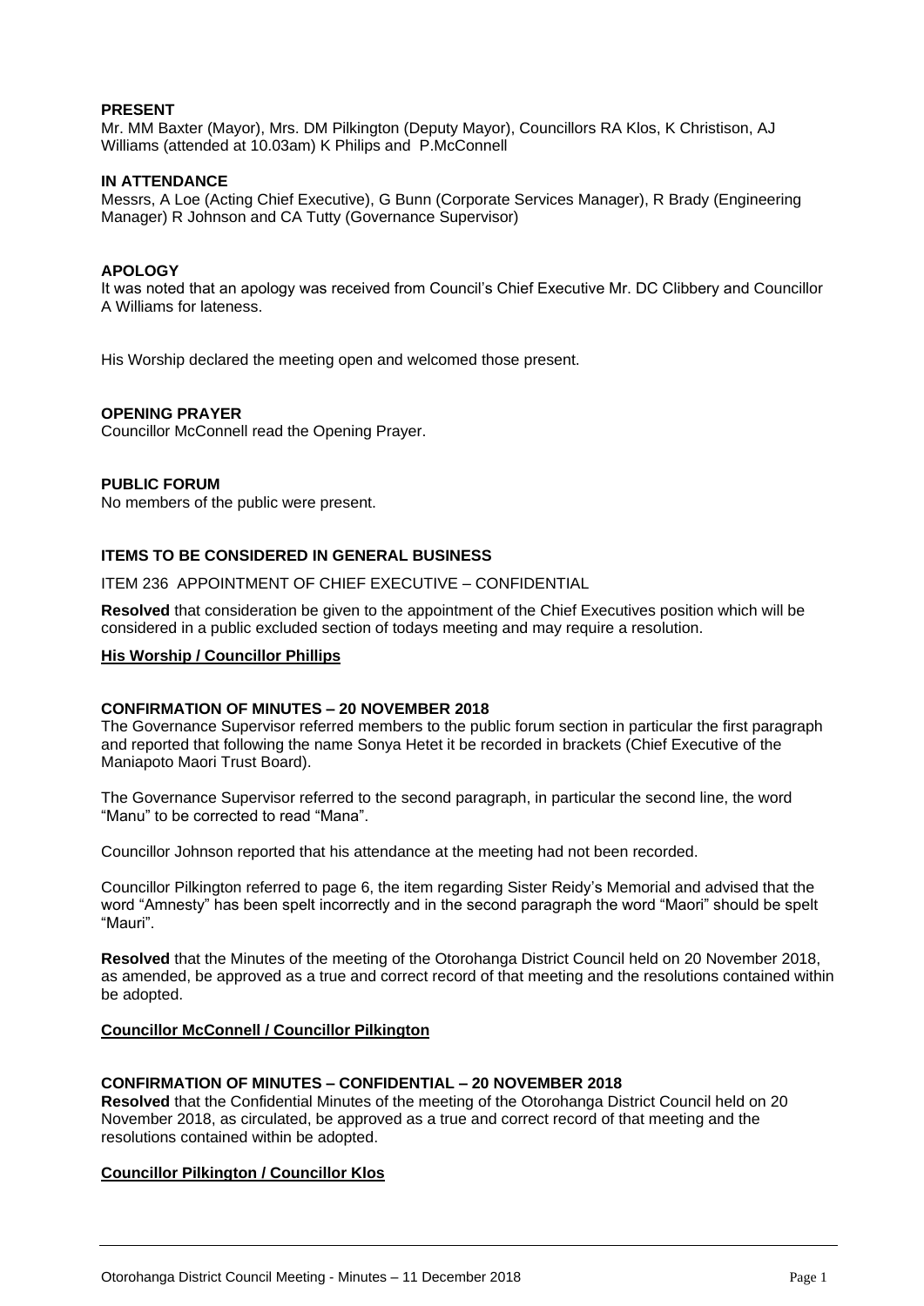**PRESENT**

Mr. MM Baxter (Mayor), Mrs. DM Pilkington (Deputy Mayor), Councillors RA Klos, K Christison, AJ Williams (attended at 10.03am) K Philips and P.McConnell

**IN ATTENDANCE**

Messrs, A Loe (Acting Chief Executive), G Bunn (Corporate Services Manager), R Brady (Engineering Manager) R Johnson and CA Tutty (Governance Supervisor)

**APOLOGY**

It was noted that an apology was received from Council's Chief Executive Mr. DC Clibbery and Councillor A Williams for lateness.

His Worship declared the meeting open and welcomed those present.

**OPENING PRAYER**

Councillor McConnell read the Opening Prayer.

**PUBLIC FORUM**

No members of the public were present.

**ITEMS TO BE CONSIDERED IN GENERAL BUSINESS**

ITEM 236 APPOINTMENT OF CHIEF EXECUTIVE – CONFIDENTIAL

**Resolved** that consideration be given to the appointment of the Chief Executives position which will be considered in a public excluded section of todays meeting and may require a resolution.

**His Worship / Councillor Phillips**

**CONFIRMATION OF MINUTES – 20 NOVEMBER 2018**

The Governance Supervisor referred members to the public forum section in particular the first paragraph and reported that following the name Sonya Hetet it be recorded in brackets (Chief Executive of the Maniapoto Maori Trust Board).

The Governance Supervisor referred to the second paragraph, in particular the second line, the word "Manu" to be corrected to read "Mana".

Councillor Johnson reported that his attendance at the meeting had not been recorded.

Councillor Pilkington referred to page 6, the item regarding Sister Reidy's Memorial and advised that the word "Amnesty" has been spelt incorrectly and in the second paragraph the word "Maori" should be spelt "Mauri".

**Resolved** that the Minutes of the meeting of the Otorohanga District Council held on 20 November 2018, as amended, be approved as a true and correct record of that meeting and the resolutions contained within be adopted.

**Councillor McConnell / Councillor Pilkington**

**CONFIRMATION OF MINUTES – CONFIDENTIAL – 20 NOVEMBER 2018**

**Resolved** that the Confidential Minutes of the meeting of the Otorohanga District Council held on 20 November 2018, as circulated, be approved as a true and correct record of that meeting and the resolutions contained within be adopted.

**Councillor Pilkington / Councillor Klos**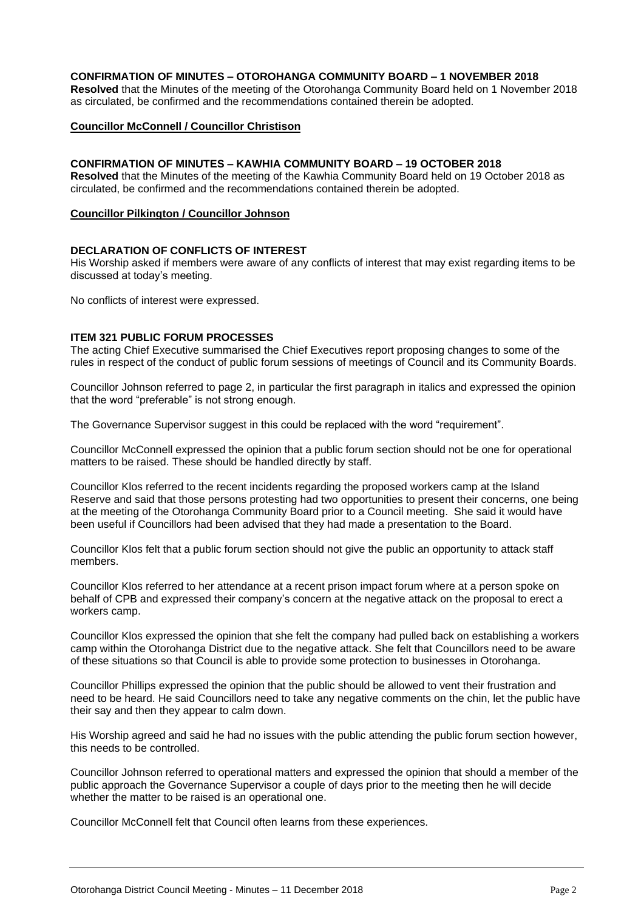**CONFIRMATION OF MINUTES – OTOROHANGA COMMUNITY BOARD – 1 NOVEMBER 2018**
**Resolved** that the Minutes of the meeting of the Otorohanga Community Board held on 1 November 2018 as circulated, be confirmed and the recommendations contained therein be adopted.

**Councillor McConnell / Councillor Christison**

**CONFIRMATION OF MINUTES – KAWHIA COMMUNITY BOARD – 19 OCTOBER 2018**
**Resolved** that the Minutes of the meeting of the Kawhia Community Board held on 19 October 2018 as circulated, be confirmed and the recommendations contained therein be adopted.

**Councillor Pilkington / Councillor Johnson**

**DECLARATION OF CONFLICTS OF INTEREST**
His Worship asked if members were aware of any conflicts of interest that may exist regarding items to be discussed at today's meeting.

No conflicts of interest were expressed.

**ITEM 321 PUBLIC FORUM PROCESSES**
The acting Chief Executive summarised the Chief Executives report proposing changes to some of the rules in respect of the conduct of public forum sessions of meetings of Council and its Community Boards.

Councillor Johnson referred to page 2, in particular the first paragraph in italics and expressed the opinion that the word "preferable" is not strong enough.

The Governance Supervisor suggest in this could be replaced with the word "requirement".

Councillor McConnell expressed the opinion that a public forum section should not be one for operational matters to be raised. These should be handled directly by staff.

Councillor Klos referred to the recent incidents regarding the proposed workers camp at the Island Reserve and said that those persons protesting had two opportunities to present their concerns, one being at the meeting of the Otorohanga Community Board prior to a Council meeting. She said it would have been useful if Councillors had been advised that they had made a presentation to the Board.

Councillor Klos felt that a public forum section should not give the public an opportunity to attack staff members.

Councillor Klos referred to her attendance at a recent prison impact forum where at a person spoke on behalf of CPB and expressed their company's concern at the negative attack on the proposal to erect a workers camp.

Councillor Klos expressed the opinion that she felt the company had pulled back on establishing a workers camp within the Otorohanga District due to the negative attack. She felt that Councillors need to be aware of these situations so that Council is able to provide some protection to businesses in Otorohanga.

Councillor Phillips expressed the opinion that the public should be allowed to vent their frustration and need to be heard. He said Councillors need to take any negative comments on the chin, let the public have their say and then they appear to calm down.

His Worship agreed and said he had no issues with the public attending the public forum section however, this needs to be controlled.

Councillor Johnson referred to operational matters and expressed the opinion that should a member of the public approach the Governance Supervisor a couple of days prior to the meeting then he will decide whether the matter to be raised is an operational one.

Councillor McConnell felt that Council often learns from these experiences.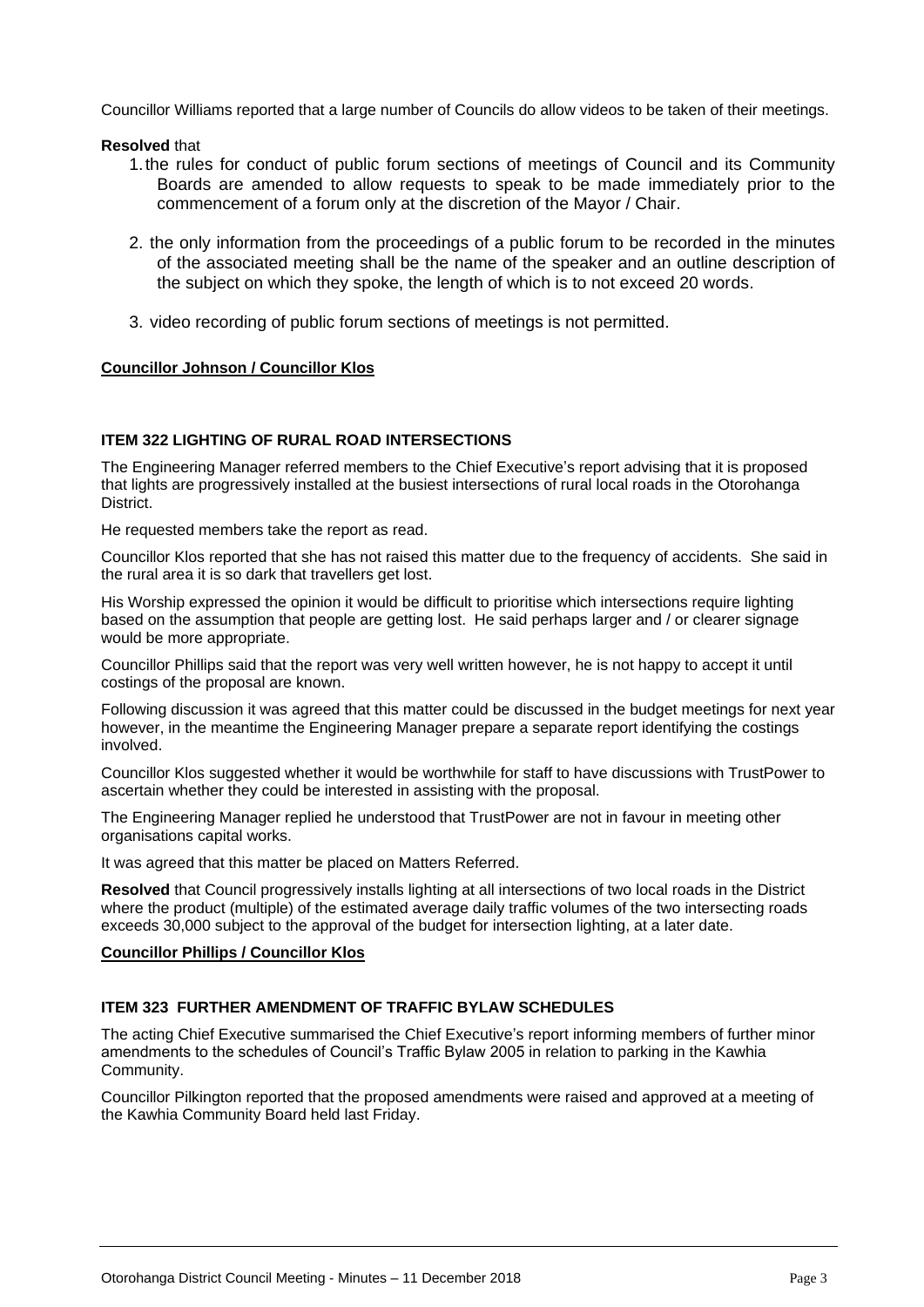Councillor Williams reported that a large number of Councils do allow videos to be taken of their meetings.

**Resolved** that

1. the rules for conduct of public forum sections of meetings of Council and its Community Boards are amended to allow requests to speak to be made immediately prior to the commencement of a forum only at the discretion of the Mayor / Chair.

2. the only information from the proceedings of a public forum to be recorded in the minutes of the associated meeting shall be the name of the speaker and an outline description of the subject on which they spoke, the length of which is to not exceed 20 words.

3. video recording of public forum sections of meetings is not permitted.

**Councillor Johnson / Councillor Klos**

### ITEM 322 LIGHTING OF RURAL ROAD INTERSECTIONS

The Engineering Manager referred members to the Chief Executive's report advising that it is proposed that lights are progressively installed at the busiest intersections of rural local roads in the Otorohanga District.

He requested members take the report as read.

Councillor Klos reported that she has not raised this matter due to the frequency of accidents. She said in the rural area it is so dark that travellers get lost.

His Worship expressed the opinion it would be difficult to prioritise which intersections require lighting based on the assumption that people are getting lost. He said perhaps larger and / or clearer signage would be more appropriate.

Councillor Phillips said that the report was very well written however, he is not happy to accept it until costings of the proposal are known.

Following discussion it was agreed that this matter could be discussed in the budget meetings for next year however, in the meantime the Engineering Manager prepare a separate report identifying the costings involved.

Councillor Klos suggested whether it would be worthwhile for staff to have discussions with TrustPower to ascertain whether they could be interested in assisting with the proposal.

The Engineering Manager replied he understood that TrustPower are not in favour in meeting other organisations capital works.

It was agreed that this matter be placed on Matters Referred.

**Resolved** that Council progressively installs lighting at all intersections of two local roads in the District where the product (multiple) of the estimated average daily traffic volumes of the two intersecting roads exceeds 30,000 subject to the approval of the budget for intersection lighting, at a later date.

**Councillor Phillips / Councillor Klos**

### ITEM 323 FURTHER AMENDMENT OF TRAFFIC BYLAW SCHEDULES

The acting Chief Executive summarised the Chief Executive's report informing members of further minor amendments to the schedules of Council's Traffic Bylaw 2005 in relation to parking in the Kawhia Community.

Councillor Pilkington reported that the proposed amendments were raised and approved at a meeting of the Kawhia Community Board held last Friday.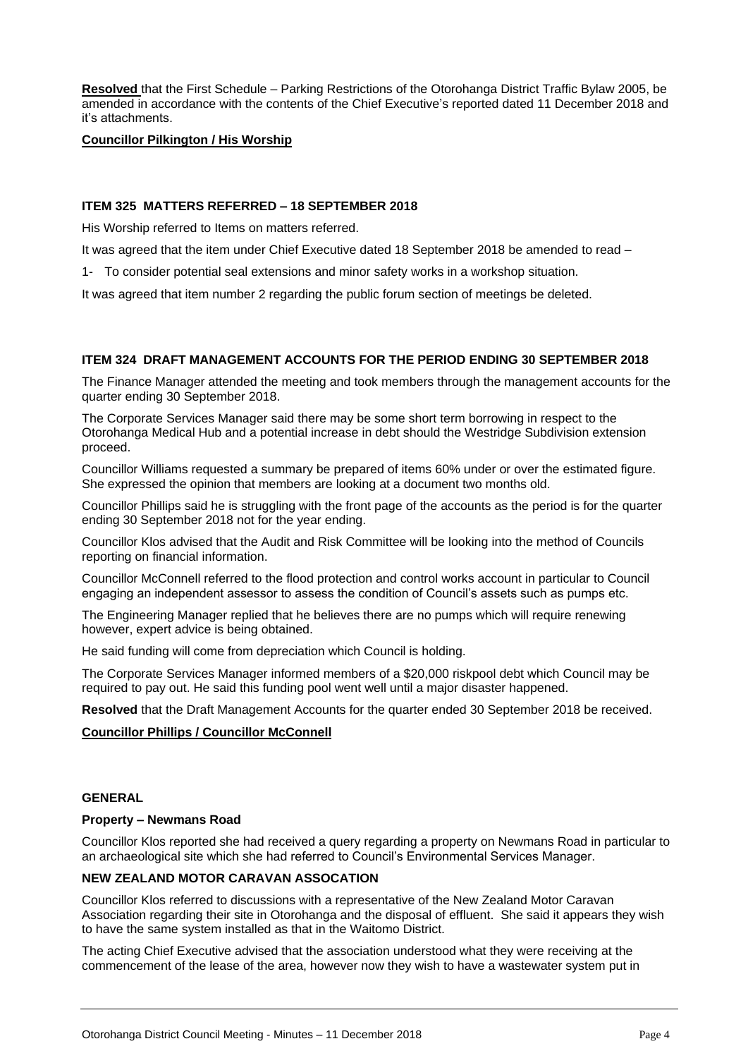**Resolved** that the First Schedule – Parking Restrictions of the Otorohanga District Traffic Bylaw 2005, be amended in accordance with the contents of the Chief Executive's reported dated 11 December 2018 and it's attachments.

**Councillor Pilkington / His Worship**

### ITEM 325 MATTERS REFERRED – 18 SEPTEMBER 2018

His Worship referred to Items on matters referred.

It was agreed that the item under Chief Executive dated 18 September 2018 be amended to read –

1- To consider potential seal extensions and minor safety works in a workshop situation.

It was agreed that item number 2 regarding the public forum section of meetings be deleted.

### ITEM 324 DRAFT MANAGEMENT ACCOUNTS FOR THE PERIOD ENDING 30 SEPTEMBER 2018

The Finance Manager attended the meeting and took members through the management accounts for the quarter ending 30 September 2018.

The Corporate Services Manager said there may be some short term borrowing in respect to the Otorohanga Medical Hub and a potential increase in debt should the Westridge Subdivision extension proceed.

Councillor Williams requested a summary be prepared of items 60% under or over the estimated figure. She expressed the opinion that members are looking at a document two months old.

Councillor Phillips said he is struggling with the front page of the accounts as the period is for the quarter ending 30 September 2018 not for the year ending.

Councillor Klos advised that the Audit and Risk Committee will be looking into the method of Councils reporting on financial information.

Councillor McConnell referred to the flood protection and control works account in particular to Council engaging an independent assessor to assess the condition of Council's assets such as pumps etc.

The Engineering Manager replied that he believes there are no pumps which will require renewing however, expert advice is being obtained.

He said funding will come from depreciation which Council is holding.

The Corporate Services Manager informed members of a $20,000 riskpool debt which Council may be required to pay out. He said this funding pool went well until a major disaster happened.

**Resolved** that the Draft Management Accounts for the quarter ended 30 September 2018 be received.

**Councillor Phillips / Councillor McConnell**

### GENERAL

#### Property – Newmans Road

Councillor Klos reported she had received a query regarding a property on Newmans Road in particular to an archaeological site which she had referred to Council's Environmental Services Manager.

#### NEW ZEALAND MOTOR CARAVAN ASSOCATION

Councillor Klos referred to discussions with a representative of the New Zealand Motor Caravan Association regarding their site in Otorohanga and the disposal of effluent. She said it appears they wish to have the same system installed as that in the Waitomo District.

The acting Chief Executive advised that the association understood what they were receiving at the commencement of the lease of the area, however now they wish to have a wastewater system put in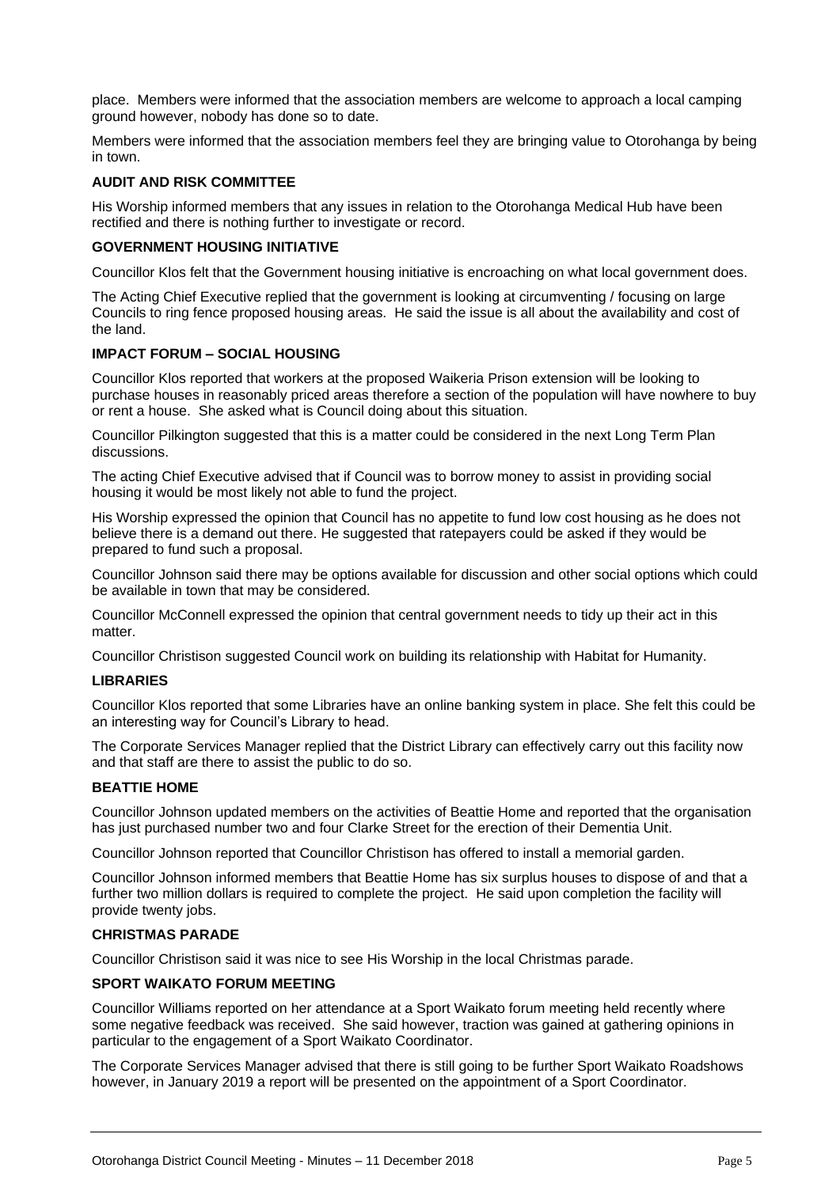place. Members were informed that the association members are welcome to approach a local camping ground however, nobody has done so to date.

Members were informed that the association members feel they are bringing value to Otorohanga by being in town.

**AUDIT AND RISK COMMITTEE**

His Worship informed members that any issues in relation to the Otorohanga Medical Hub have been rectified and there is nothing further to investigate or record.

**GOVERNMENT HOUSING INITIATIVE**

Councillor Klos felt that the Government housing initiative is encroaching on what local government does.

The Acting Chief Executive replied that the government is looking at circumventing / focusing on large Councils to ring fence proposed housing areas. He said the issue is all about the availability and cost of the land.

**IMPACT FORUM – SOCIAL HOUSING**

Councillor Klos reported that workers at the proposed Waikeria Prison extension will be looking to purchase houses in reasonably priced areas therefore a section of the population will have nowhere to buy or rent a house. She asked what is Council doing about this situation.

Councillor Pilkington suggested that this is a matter could be considered in the next Long Term Plan discussions.

The acting Chief Executive advised that if Council was to borrow money to assist in providing social housing it would be most likely not able to fund the project.

His Worship expressed the opinion that Council has no appetite to fund low cost housing as he does not believe there is a demand out there. He suggested that ratepayers could be asked if they would be prepared to fund such a proposal.

Councillor Johnson said there may be options available for discussion and other social options which could be available in town that may be considered.

Councillor McConnell expressed the opinion that central government needs to tidy up their act in this matter.

Councillor Christison suggested Council work on building its relationship with Habitat for Humanity.

**LIBRARIES**

Councillor Klos reported that some Libraries have an online banking system in place. She felt this could be an interesting way for Council's Library to head.

The Corporate Services Manager replied that the District Library can effectively carry out this facility now and that staff are there to assist the public to do so.

**BEATTIE HOME**

Councillor Johnson updated members on the activities of Beattie Home and reported that the organisation has just purchased number two and four Clarke Street for the erection of their Dementia Unit.

Councillor Johnson reported that Councillor Christison has offered to install a memorial garden.

Councillor Johnson informed members that Beattie Home has six surplus houses to dispose of and that a further two million dollars is required to complete the project. He said upon completion the facility will provide twenty jobs.

**CHRISTMAS PARADE**

Councillor Christison said it was nice to see His Worship in the local Christmas parade.

**SPORT WAIKATO FORUM MEETING**

Councillor Williams reported on her attendance at a Sport Waikato forum meeting held recently where some negative feedback was received. She said however, traction was gained at gathering opinions in particular to the engagement of a Sport Waikato Coordinator.

The Corporate Services Manager advised that there is still going to be further Sport Waikato Roadshows however, in January 2019 a report will be presented on the appointment of a Sport Coordinator.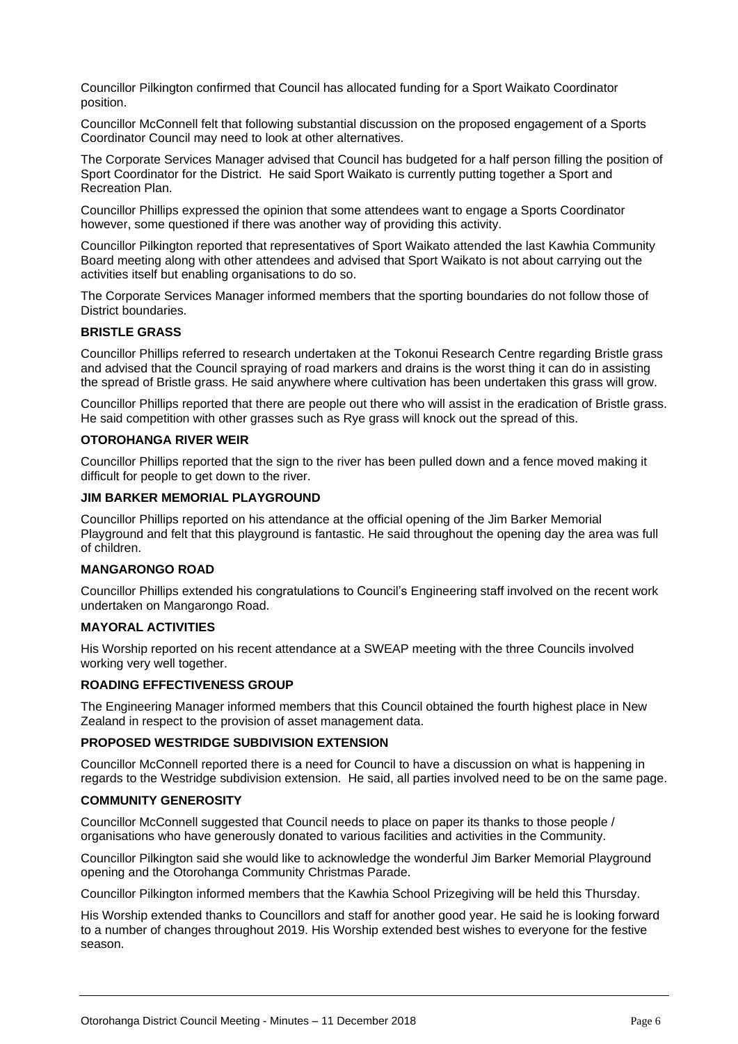Councillor Pilkington confirmed that Council has allocated funding for a Sport Waikato Coordinator position.

Councillor McConnell felt that following substantial discussion on the proposed engagement of a Sports Coordinator Council may need to look at other alternatives.

The Corporate Services Manager advised that Council has budgeted for a half person filling the position of Sport Coordinator for the District. He said Sport Waikato is currently putting together a Sport and Recreation Plan.

Councillor Phillips expressed the opinion that some attendees want to engage a Sports Coordinator however, some questioned if there was another way of providing this activity.

Councillor Pilkington reported that representatives of Sport Waikato attended the last Kawhia Community Board meeting along with other attendees and advised that Sport Waikato is not about carrying out the activities itself but enabling organisations to do so.

The Corporate Services Manager informed members that the sporting boundaries do not follow those of District boundaries.

**BRISTLE GRASS**

Councillor Phillips referred to research undertaken at the Tokonui Research Centre regarding Bristle grass and advised that the Council spraying of road markers and drains is the worst thing it can do in assisting the spread of Bristle grass. He said anywhere where cultivation has been undertaken this grass will grow.

Councillor Phillips reported that there are people out there who will assist in the eradication of Bristle grass. He said competition with other grasses such as Rye grass will knock out the spread of this.

**OTOROHANGA RIVER WEIR**

Councillor Phillips reported that the sign to the river has been pulled down and a fence moved making it difficult for people to get down to the river.

**JIM BARKER MEMORIAL PLAYGROUND**

Councillor Phillips reported on his attendance at the official opening of the Jim Barker Memorial Playground and felt that this playground is fantastic. He said throughout the opening day the area was full of children.

**MANGARONGO ROAD**

Councillor Phillips extended his congratulations to Council's Engineering staff involved on the recent work undertaken on Mangarongo Road.

**MAYORAL ACTIVITIES**

His Worship reported on his recent attendance at a SWEAP meeting with the three Councils involved working very well together.

**ROADING EFFECTIVENESS GROUP**

The Engineering Manager informed members that this Council obtained the fourth highest place in New Zealand in respect to the provision of asset management data.

**PROPOSED WESTRIDGE SUBDIVISION EXTENSION**

Councillor McConnell reported there is a need for Council to have a discussion on what is happening in regards to the Westridge subdivision extension. He said, all parties involved need to be on the same page.

**COMMUNITY GENEROSITY**

Councillor McConnell suggested that Council needs to place on paper its thanks to those people / organisations who have generously donated to various facilities and activities in the Community.

Councillor Pilkington said she would like to acknowledge the wonderful Jim Barker Memorial Playground opening and the Otorohanga Community Christmas Parade.

Councillor Pilkington informed members that the Kawhia School Prizegiving will be held this Thursday.

His Worship extended thanks to Councillors and staff for another good year. He said he is looking forward to a number of changes throughout 2019. His Worship extended best wishes to everyone for the festive season.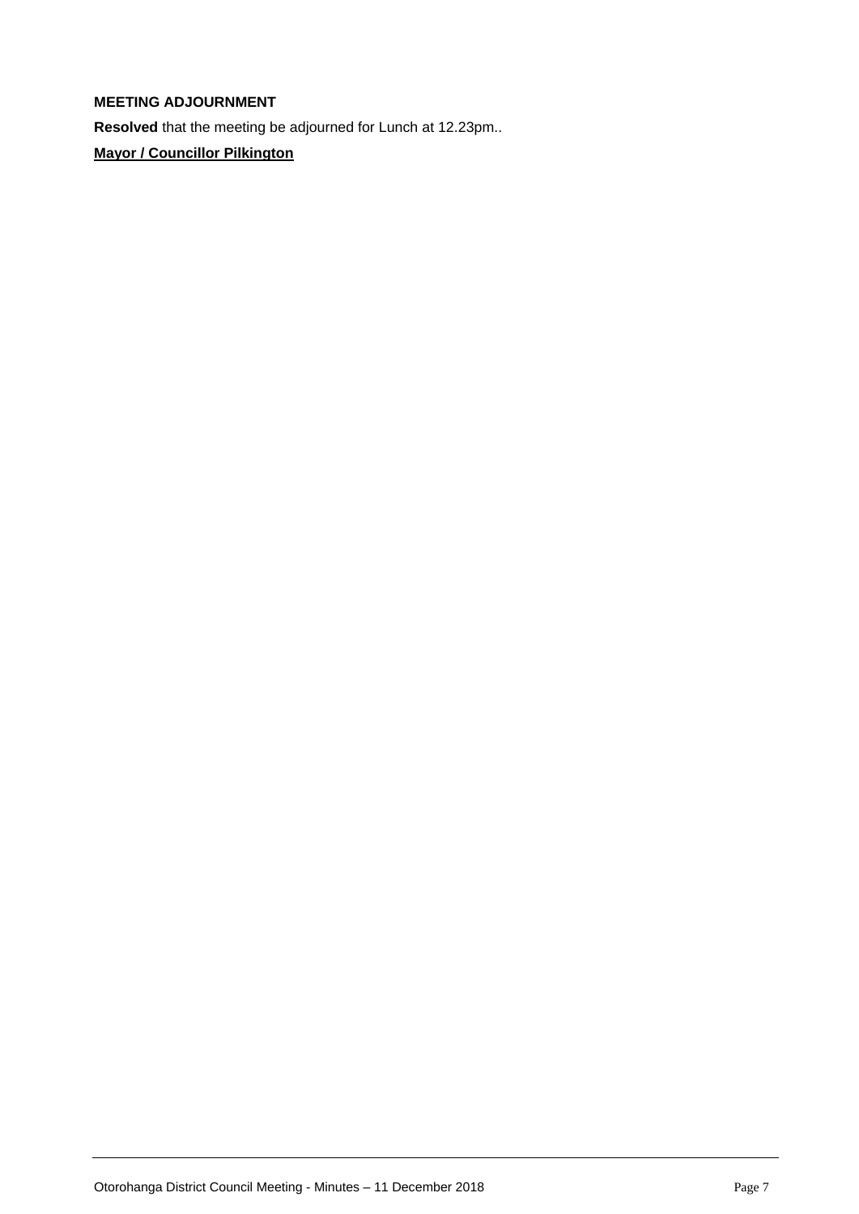**MEETING ADJOURNMENT**

**Resolved** that the meeting be adjourned for Lunch at 12.23pm..

**Mayor / Councillor Pilkington**